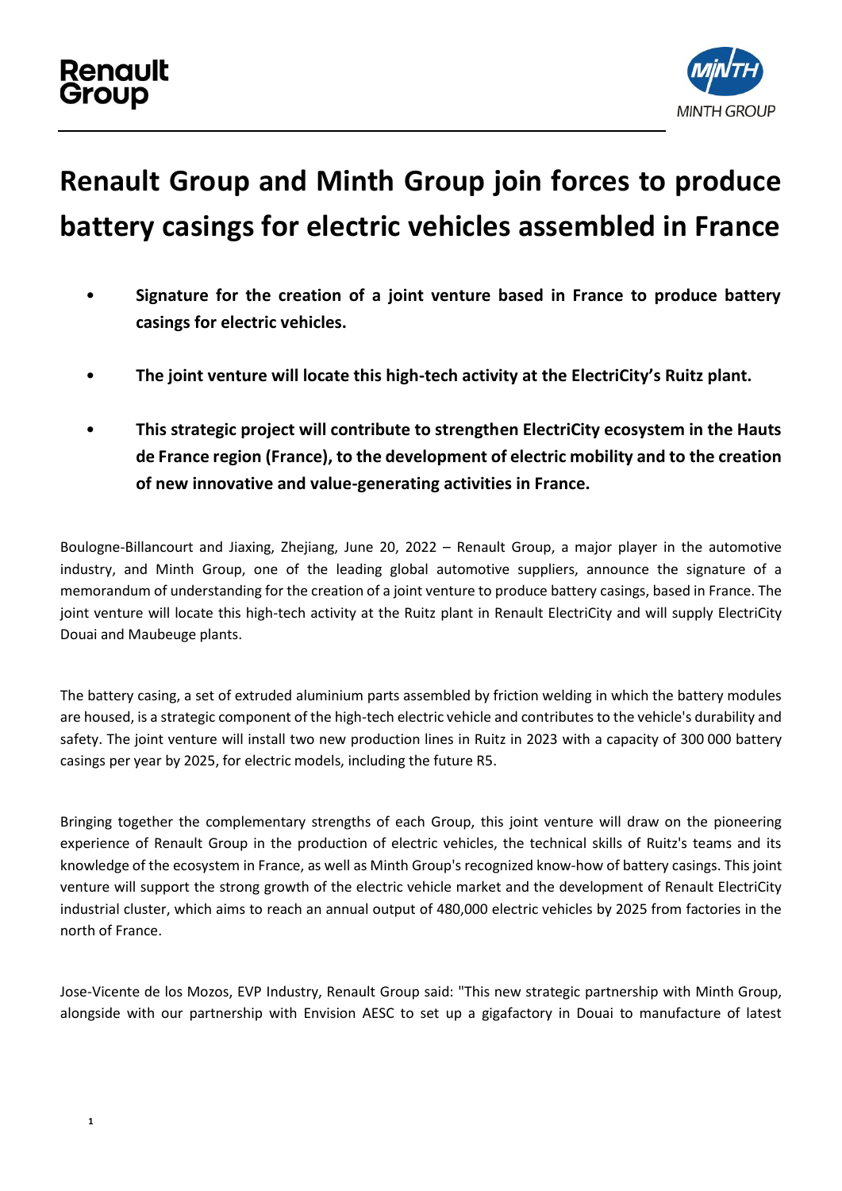# Renault Group and Minth Group join forces to produce battery casings for electric vehicles assembled in France

- **Signature for the creation of a joint venture based in France to produce battery casings for electric vehicles.**
- **The joint venture will locate this high-tech activity at the ElectriCity's Ruitz plant.**
- **This strategic project will contribute to strengthen ElectriCity ecosystem in the Hauts de France region (France), to the development of electric mobility and to the creation of new innovative and value-generating activities in France.**

Boulogne-Billancourt and Jiaxing, Zhejiang, June 20, 2022 – Renault Group, a major player in the automotive industry, and Minth Group, one of the leading global automotive suppliers, announce the signature of a memorandum of understanding for the creation of a joint venture to produce battery casings, based in France. The joint venture will locate this high-tech activity at the Ruitz plant in Renault ElectriCity and will supply ElectriCity Douai and Maubeuge plants.

The battery casing, a set of extruded aluminium parts assembled by friction welding in which the battery modules are housed, is a strategic component of the high-tech electric vehicle and contributes to the vehicle's durability and safety. The joint venture will install two new production lines in Ruitz in 2023 with a capacity of 300 000 battery casings per year by 2025, for electric models, including the future R5.

Bringing together the complementary strengths of each Group, this joint venture will draw on the pioneering experience of Renault Group in the production of electric vehicles, the technical skills of Ruitz's teams and its knowledge of the ecosystem in France, as well as Minth Group's recognized know-how of battery casings. This joint venture will support the strong growth of the electric vehicle market and the development of Renault ElectriCity industrial cluster, which aims to reach an annual output of 480,000 electric vehicles by 2025 from factories in the north of France.

Jose-Vicente de los Mozos, EVP Industry, Renault Group said: "This new strategic partnership with Minth Group, alongside with our partnership with Envision AESC to set up a gigafactory in Douai to manufacture of latest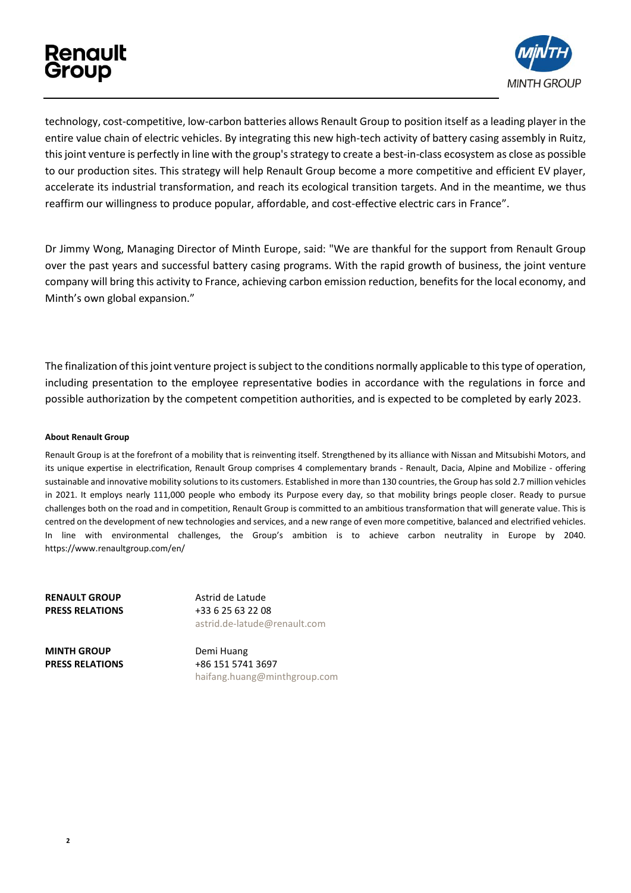technology, cost-competitive, low-carbon batteries allows Renault Group to position itself as a leading player in the entire value chain of electric vehicles. By integrating this new high-tech activity of battery casing assembly in Ruitz, this joint venture is perfectly in line with the group's strategy to create a best-in-class ecosystem as close as possible to our production sites. This strategy will help Renault Group become a more competitive and efficient EV player, accelerate its industrial transformation, and reach its ecological transition targets. And in the meantime, we thus reaffirm our willingness to produce popular, affordable, and cost-effective electric cars in France".

Dr Jimmy Wong, Managing Director of Minth Europe, said: "We are thankful for the support from Renault Group over the past years and successful battery casing programs. With the rapid growth of business, the joint venture company will bring this activity to France, achieving carbon emission reduction, benefits for the local economy, and Minth's own global expansion."

The finalization of this joint venture project is subject to the conditions normally applicable to this type of operation, including presentation to the employee representative bodies in accordance with the regulations in force and possible authorization by the competent competition authorities, and is expected to be completed by early 2023.

**About Renault Group**

Renault Group is at the forefront of a mobility that is reinventing itself. Strengthened by its alliance with Nissan and Mitsubishi Motors, and its unique expertise in electrification, Renault Group comprises 4 complementary brands - Renault, Dacia, Alpine and Mobilize - offering sustainable and innovative mobility solutions to its customers. Established in more than 130 countries, the Group has sold 2.7 million vehicles in 2021. It employs nearly 111,000 people who embody its Purpose every day, so that mobility brings people closer. Ready to pursue challenges both on the road and in competition, Renault Group is committed to an ambitious transformation that will generate value. This is centred on the development of new technologies and services, and a new range of even more competitive, balanced and electrified vehicles. In line with environmental challenges, the Group's ambition is to achieve carbon neutrality in Europe by 2040. https://www.renaultgroup.com/en/

**RENAULT GROUP PRESS RELATIONS**
Astrid de Latude
+33 6 25 63 22 08
astrid.de-latude@renault.com

**MINTH GROUP PRESS RELATIONS**
Demi Huang
+86 151 5741 3697
haifang.huang@minthgroup.com